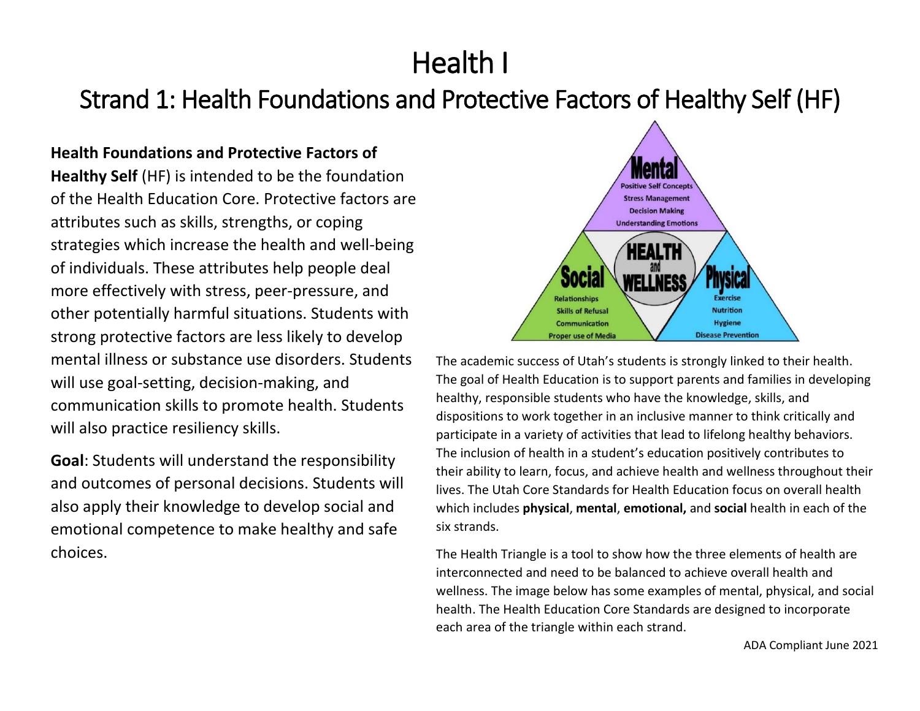# Health I

## Strand 1: Health Foundations and Protective Factors of Healthy Self (HF)

**Health Foundations and Protective Factors of Healthy Self** (HF) is intended to be the foundation of the Health Education Core. Protective factors are attributes such as skills, strengths, or coping strategies which increase the health and well-being of individuals. These attributes help people deal more effectively with stress, peer-pressure, and other potentially harmful situations. Students with strong protective factors are less likely to develop mental illness or substance use disorders. Students will use goal-setting, decision-making, and communication skills to promote health. Students will also practice resiliency skills.

**Goal**: Students will understand the responsibility and outcomes of personal decisions. Students will also apply their knowledge to develop social and emotional competence to make healthy and safe choices.

Mental
Positive Self Concepts
Stress Management
Decision Making
Understanding Emotions

HEALTH and WELLNESS

Social
Relationships
Skills of Refusal
Communication
Proper use of Media

Physical
Exercise
Nutrition
Hygiene
Disease Prevention

The academic success of Utah's students is strongly linked to their health. The goal of Health Education is to support parents and families in developing healthy, responsible students who have the knowledge, skills, and dispositions to work together in an inclusive manner to think critically and participate in a variety of activities that lead to lifelong healthy behaviors. The inclusion of health in a student's education positively contributes to their ability to learn, focus, and achieve health and wellness throughout their lives. The Utah Core Standards for Health Education focus on overall health which includes **physical**, **mental**, **emotional,** and **social** health in each of the six strands.

The Health Triangle is a tool to show how the three elements of health are interconnected and need to be balanced to achieve overall health and wellness. The image below has some examples of mental, physical, and social health. The Health Education Core Standards are designed to incorporate each area of the triangle within each strand.

ADA Compliant June 2021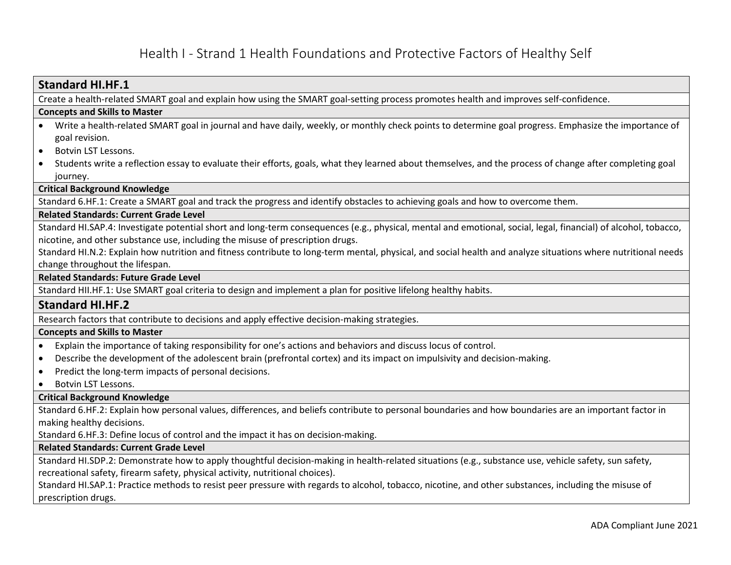# Health I - Strand 1 Health Foundations and Protective Factors of Healthy Self

## Standard HI.HF.1

Create a health-related SMART goal and explain how using the SMART goal-setting process promotes health and improves self-confidence.

**Concepts and Skills to Master**

- Write a health-related SMART goal in journal and have daily, weekly, or monthly check points to determine goal progress. Emphasize the importance of goal revision.
- Botvin LST Lessons.
- Students write a reflection essay to evaluate their efforts, goals, what they learned about themselves, and the process of change after completing goal journey.

**Critical Background Knowledge**

Standard 6.HF.1: Create a SMART goal and track the progress and identify obstacles to achieving goals and how to overcome them.

**Related Standards: Current Grade Level**

Standard HI.SAP.4: Investigate potential short and long-term consequences (e.g., physical, mental and emotional, social, legal, financial) of alcohol, tobacco, nicotine, and other substance use, including the misuse of prescription drugs.

Standard HI.N.2: Explain how nutrition and fitness contribute to long-term mental, physical, and social health and analyze situations where nutritional needs change throughout the lifespan.

**Related Standards: Future Grade Level**

Standard HII.HF.1: Use SMART goal criteria to design and implement a plan for positive lifelong healthy habits.

## Standard HI.HF.2

Research factors that contribute to decisions and apply effective decision-making strategies.

**Concepts and Skills to Master**

- Explain the importance of taking responsibility for one's actions and behaviors and discuss locus of control.
- Describe the development of the adolescent brain (prefrontal cortex) and its impact on impulsivity and decision-making.
- Predict the long-term impacts of personal decisions.
- Botvin LST Lessons.

**Critical Background Knowledge**

Standard 6.HF.2: Explain how personal values, differences, and beliefs contribute to personal boundaries and how boundaries are an important factor in making healthy decisions.

Standard 6.HF.3: Define locus of control and the impact it has on decision-making.

**Related Standards: Current Grade Level**

Standard HI.SDP.2: Demonstrate how to apply thoughtful decision-making in health-related situations (e.g., substance use, vehicle safety, sun safety, recreational safety, firearm safety, physical activity, nutritional choices).

Standard HI.SAP.1: Practice methods to resist peer pressure with regards to alcohol, tobacco, nicotine, and other substances, including the misuse of prescription drugs.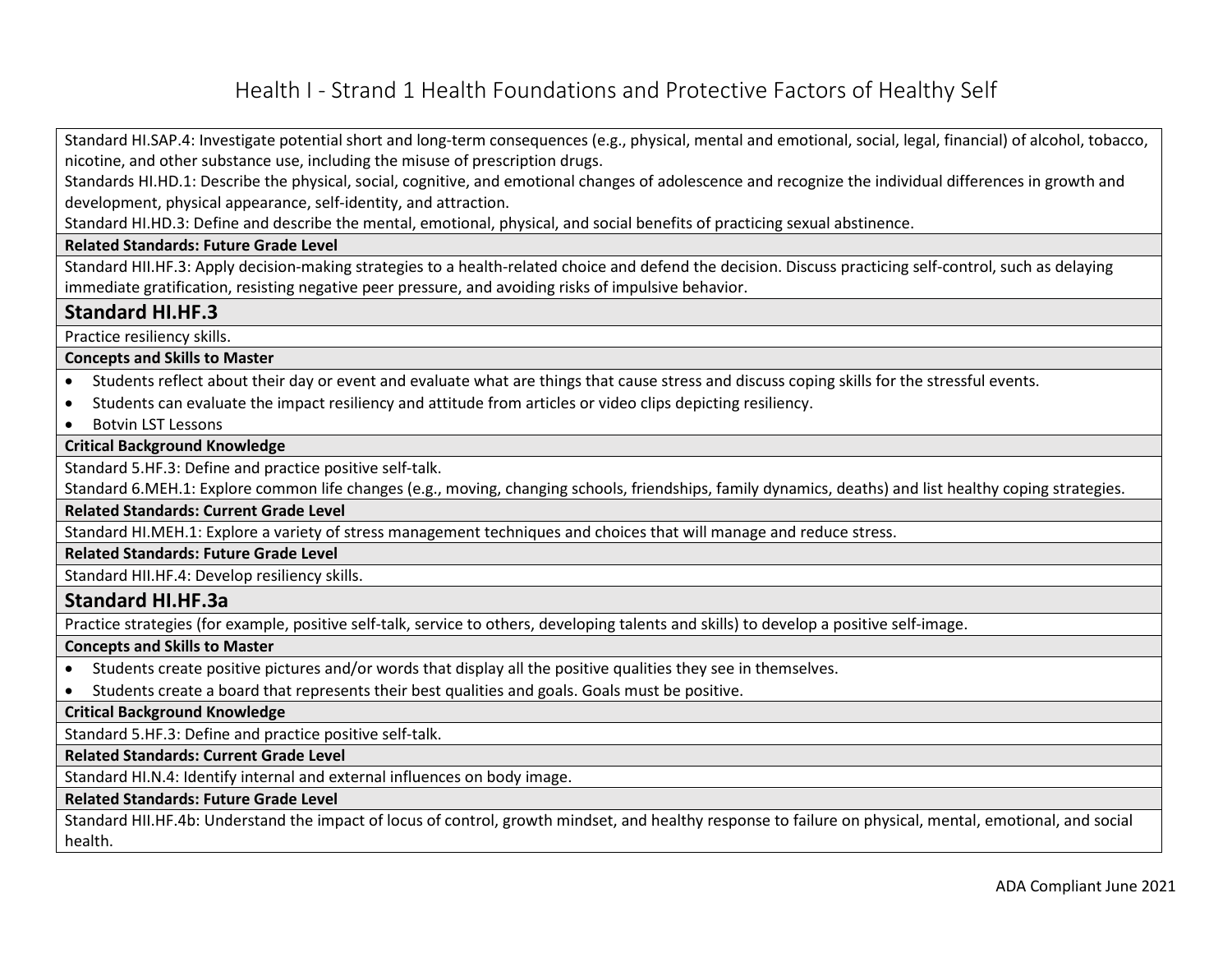# Health I - Strand 1 Health Foundations and Protective Factors of Healthy Self

Standard HI.SAP.4: Investigate potential short and long-term consequences (e.g., physical, mental and emotional, social, legal, financial) of alcohol, tobacco, nicotine, and other substance use, including the misuse of prescription drugs.
Standards HI.HD.1: Describe the physical, social, cognitive, and emotional changes of adolescence and recognize the individual differences in growth and development, physical appearance, self-identity, and attraction.
Standard HI.HD.3: Define and describe the mental, emotional, physical, and social benefits of practicing sexual abstinence.

**Related Standards: Future Grade Level**

Standard HII.HF.3: Apply decision-making strategies to a health-related choice and defend the decision. Discuss practicing self-control, such as delaying immediate gratification, resisting negative peer pressure, and avoiding risks of impulsive behavior.

## Standard HI.HF.3

Practice resiliency skills.

**Concepts and Skills to Master**

- Students reflect about their day or event and evaluate what are things that cause stress and discuss coping skills for the stressful events.
- Students can evaluate the impact resiliency and attitude from articles or video clips depicting resiliency.
- Botvin LST Lessons

**Critical Background Knowledge**

Standard 5.HF.3: Define and practice positive self-talk.
Standard 6.MEH.1: Explore common life changes (e.g., moving, changing schools, friendships, family dynamics, deaths) and list healthy coping strategies.

**Related Standards: Current Grade Level**

Standard HI.MEH.1: Explore a variety of stress management techniques and choices that will manage and reduce stress.

**Related Standards: Future Grade Level**

Standard HII.HF.4: Develop resiliency skills.

## Standard HI.HF.3a

Practice strategies (for example, positive self-talk, service to others, developing talents and skills) to develop a positive self-image.

**Concepts and Skills to Master**

- Students create positive pictures and/or words that display all the positive qualities they see in themselves.
- Students create a board that represents their best qualities and goals. Goals must be positive.

**Critical Background Knowledge**

Standard 5.HF.3: Define and practice positive self-talk.

**Related Standards: Current Grade Level**

Standard HI.N.4: Identify internal and external influences on body image.

**Related Standards: Future Grade Level**

Standard HII.HF.4b: Understand the impact of locus of control, growth mindset, and healthy response to failure on physical, mental, emotional, and social health.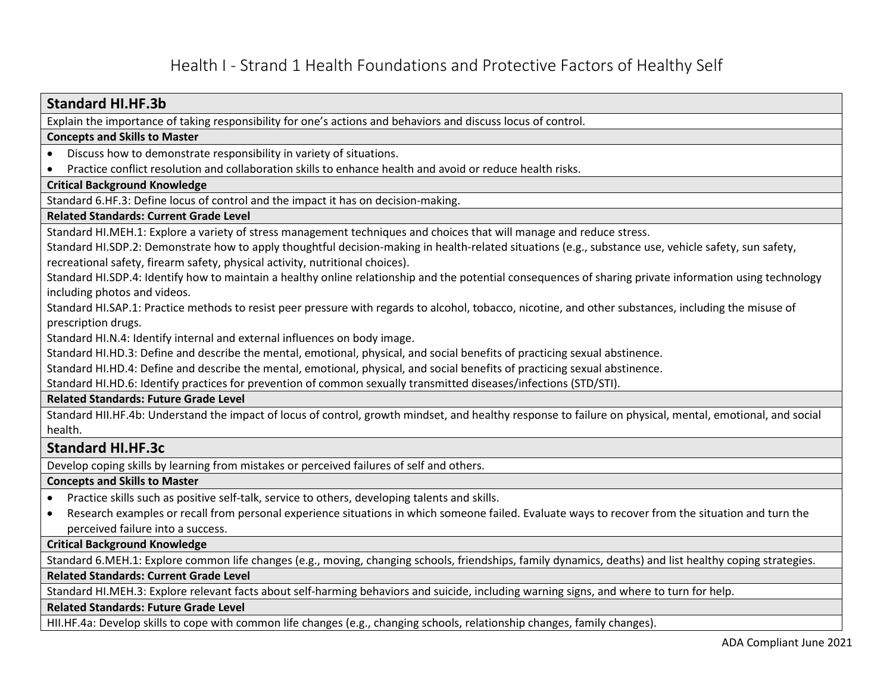# Health I - Strand 1 Health Foundations and Protective Factors of Healthy Self

## Standard HI.HF.3b

Explain the importance of taking responsibility for one's actions and behaviors and discuss locus of control.

**Concepts and Skills to Master**

- Discuss how to demonstrate responsibility in variety of situations.
- Practice conflict resolution and collaboration skills to enhance health and avoid or reduce health risks.

**Critical Background Knowledge**

Standard 6.HF.3: Define locus of control and the impact it has on decision-making.

**Related Standards: Current Grade Level**

Standard HI.MEH.1: Explore a variety of stress management techniques and choices that will manage and reduce stress.

Standard HI.SDP.2: Demonstrate how to apply thoughtful decision-making in health-related situations (e.g., substance use, vehicle safety, sun safety, recreational safety, firearm safety, physical activity, nutritional choices).

Standard HI.SDP.4: Identify how to maintain a healthy online relationship and the potential consequences of sharing private information using technology including photos and videos.

Standard HI.SAP.1: Practice methods to resist peer pressure with regards to alcohol, tobacco, nicotine, and other substances, including the misuse of prescription drugs.

Standard HI.N.4: Identify internal and external influences on body image.

Standard HI.HD.3: Define and describe the mental, emotional, physical, and social benefits of practicing sexual abstinence.

Standard HI.HD.4: Define and describe the mental, emotional, physical, and social benefits of practicing sexual abstinence.

Standard HI.HD.6: Identify practices for prevention of common sexually transmitted diseases/infections (STD/STI).

**Related Standards: Future Grade Level**

Standard HII.HF.4b: Understand the impact of locus of control, growth mindset, and healthy response to failure on physical, mental, emotional, and social health.

## Standard HI.HF.3c

Develop coping skills by learning from mistakes or perceived failures of self and others.

**Concepts and Skills to Master**

- Practice skills such as positive self-talk, service to others, developing talents and skills.
- Research examples or recall from personal experience situations in which someone failed. Evaluate ways to recover from the situation and turn the perceived failure into a success.

**Critical Background Knowledge**

Standard 6.MEH.1: Explore common life changes (e.g., moving, changing schools, friendships, family dynamics, deaths) and list healthy coping strategies.

**Related Standards: Current Grade Level**

Standard HI.MEH.3: Explore relevant facts about self-harming behaviors and suicide, including warning signs, and where to turn for help.

**Related Standards: Future Grade Level**

HII.HF.4a: Develop skills to cope with common life changes (e.g., changing schools, relationship changes, family changes).

ADA Compliant June 2021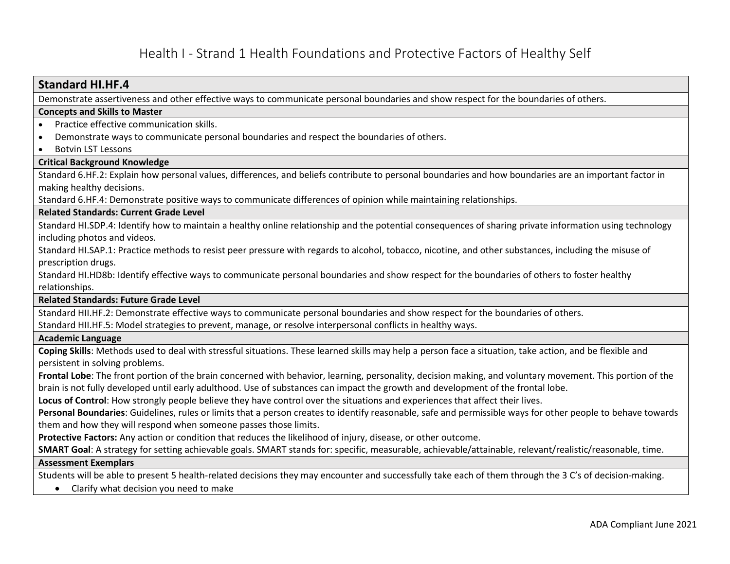# Health I - Strand 1 Health Foundations and Protective Factors of Healthy Self

## Standard HI.HF.4

Demonstrate assertiveness and other effective ways to communicate personal boundaries and show respect for the boundaries of others.

**Concepts and Skills to Master**

- Practice effective communication skills.
- Demonstrate ways to communicate personal boundaries and respect the boundaries of others.
- Botvin LST Lessons

**Critical Background Knowledge**

Standard 6.HF.2: Explain how personal values, differences, and beliefs contribute to personal boundaries and how boundaries are an important factor in making healthy decisions.

Standard 6.HF.4: Demonstrate positive ways to communicate differences of opinion while maintaining relationships.

**Related Standards: Current Grade Level**

Standard HI.SDP.4: Identify how to maintain a healthy online relationship and the potential consequences of sharing private information using technology including photos and videos.

Standard HI.SAP.1: Practice methods to resist peer pressure with regards to alcohol, tobacco, nicotine, and other substances, including the misuse of prescription drugs.

Standard HI.HD8b: Identify effective ways to communicate personal boundaries and show respect for the boundaries of others to foster healthy relationships.

**Related Standards: Future Grade Level**

Standard HII.HF.2: Demonstrate effective ways to communicate personal boundaries and show respect for the boundaries of others.

Standard HII.HF.5: Model strategies to prevent, manage, or resolve interpersonal conflicts in healthy ways.

**Academic Language**

**Coping Skills**: Methods used to deal with stressful situations. These learned skills may help a person face a situation, take action, and be flexible and persistent in solving problems.

**Frontal Lobe**: The front portion of the brain concerned with behavior, learning, personality, decision making, and voluntary movement. This portion of the brain is not fully developed until early adulthood. Use of substances can impact the growth and development of the frontal lobe.

**Locus of Control**: How strongly people believe they have control over the situations and experiences that affect their lives.

**Personal Boundaries**: Guidelines, rules or limits that a person creates to identify reasonable, safe and permissible ways for other people to behave towards them and how they will respond when someone passes those limits.

**Protective Factors:** Any action or condition that reduces the likelihood of injury, disease, or other outcome.

**SMART Goal**: A strategy for setting achievable goals. SMART stands for: specific, measurable, achievable/attainable, relevant/realistic/reasonable, time.

**Assessment Exemplars**

Students will be able to present 5 health-related decisions they may encounter and successfully take each of them through the 3 C's of decision-making.

- Clarify what decision you need to make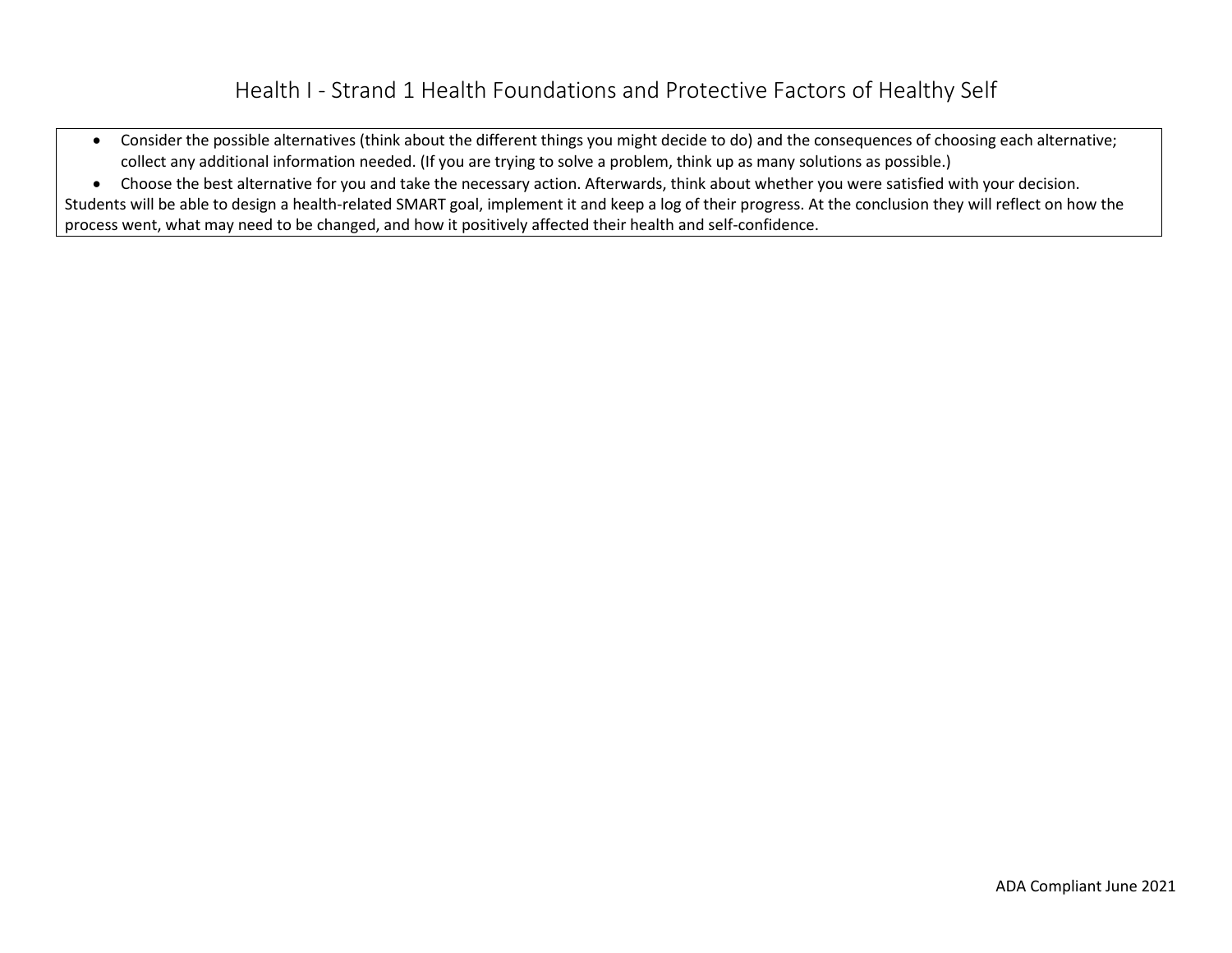- Consider the possible alternatives (think about the different things you might decide to do) and the consequences of choosing each alternative; collect any additional information needed. (If you are trying to solve a problem, think up as many solutions as possible.)
- Choose the best alternative for you and take the necessary action. Afterwards, think about whether you were satisfied with your decision.

Students will be able to design a health-related SMART goal, implement it and keep a log of their progress. At the conclusion they will reflect on how the process went, what may need to be changed, and how it positively affected their health and self-confidence.